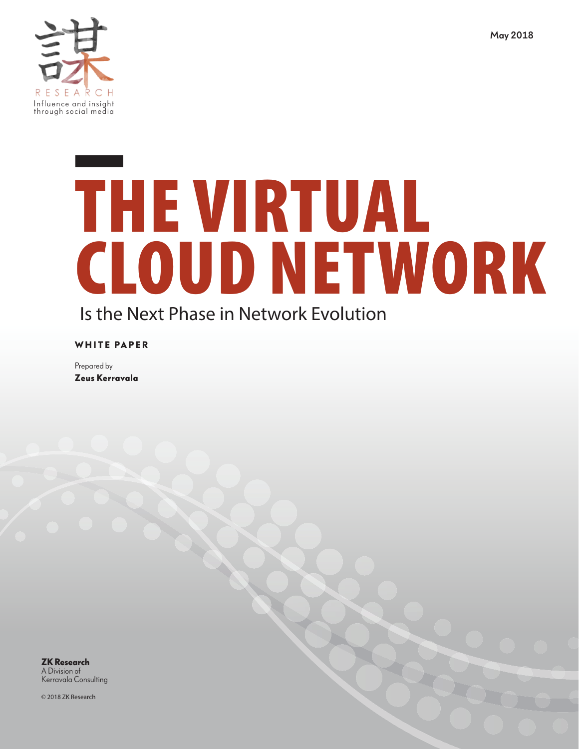RESEARCH

Influence and insight through social media

May 2018

# THE VIRTUAL CLOUD NETWORK

## Is the Next Phase in Network Evolution

**WHITE PAPER**

Prepared by
**Zeus Kerravala**

**ZK Research**
A Division of
Kerravala Consulting

© 2018 ZK Research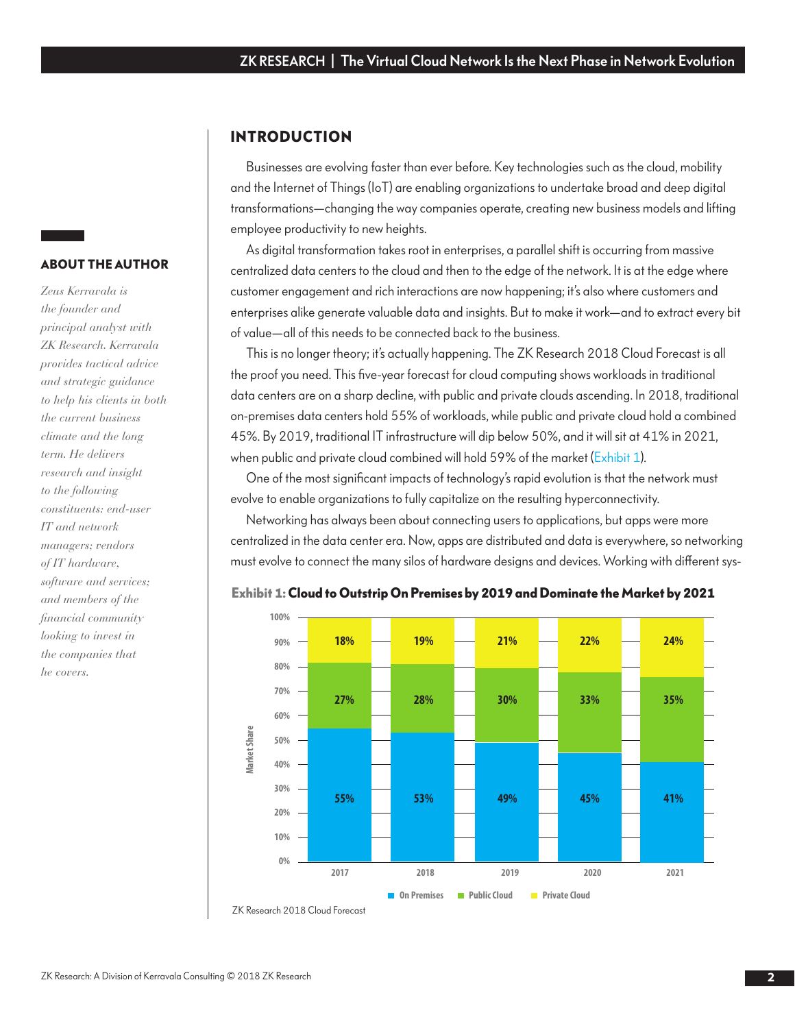## ABOUT THE AUTHOR

*Zeus Kerravala is the founder and principal analyst with ZK Research. Kerravala provides tactical advice and strategic guidance to help his clients in both the current business climate and the long term. He delivers research and insight to the following constituents: end-user IT and network managers; vendors of IT hardware, software and services; and members of the financial community looking to invest in the companies that he covers.*

## INTRODUCTION

Businesses are evolving faster than ever before. Key technologies such as the cloud, mobility and the Internet of Things (IoT) are enabling organizations to undertake broad and deep digital transformations—changing the way companies operate, creating new business models and lifting employee productivity to new heights.

As digital transformation takes root in enterprises, a parallel shift is occurring from massive centralized data centers to the cloud and then to the edge of the network. It is at the edge where customer engagement and rich interactions are now happening; it's also where customers and enterprises alike generate valuable data and insights. But to make it work—and to extract every bit of value—all of this needs to be connected back to the business.

This is no longer theory; it's actually happening. The ZK Research 2018 Cloud Forecast is all the proof you need. This five-year forecast for cloud computing shows workloads in traditional data centers are on a sharp decline, with public and private clouds ascending. In 2018, traditional on-premises data centers hold 55% of workloads, while public and private cloud hold a combined 45%. By 2019, traditional IT infrastructure will dip below 50%, and it will sit at 41% in 2021, when public and private cloud combined will hold 59% of the market (Exhibit 1).

One of the most significant impacts of technology's rapid evolution is that the network must evolve to enable organizations to fully capitalize on the resulting hyperconnectivity.

Networking has always been about connecting users to applications, but apps were more centralized in the data center era. Now, apps are distributed and data is everywhere, so networking must evolve to connect the many silos of hardware designs and devices. Working with different sys-

**Exhibit 1: Cloud to Outstrip On Premises by 2019 and Dominate the Market by 2021**

Market Share

| | 2017 | 2018 | 2019 | 2020 | 2021 |
|---|---|---|---|---|---|
| On Premises | 55% | 53% | 49% | 45% | 41% |
| Public Cloud | 27% | 28% | 30% | 33% | 35% |
| Private Cloud | 18% | 19% | 21% | 22% | 24% |

ZK Research 2018 Cloud Forecast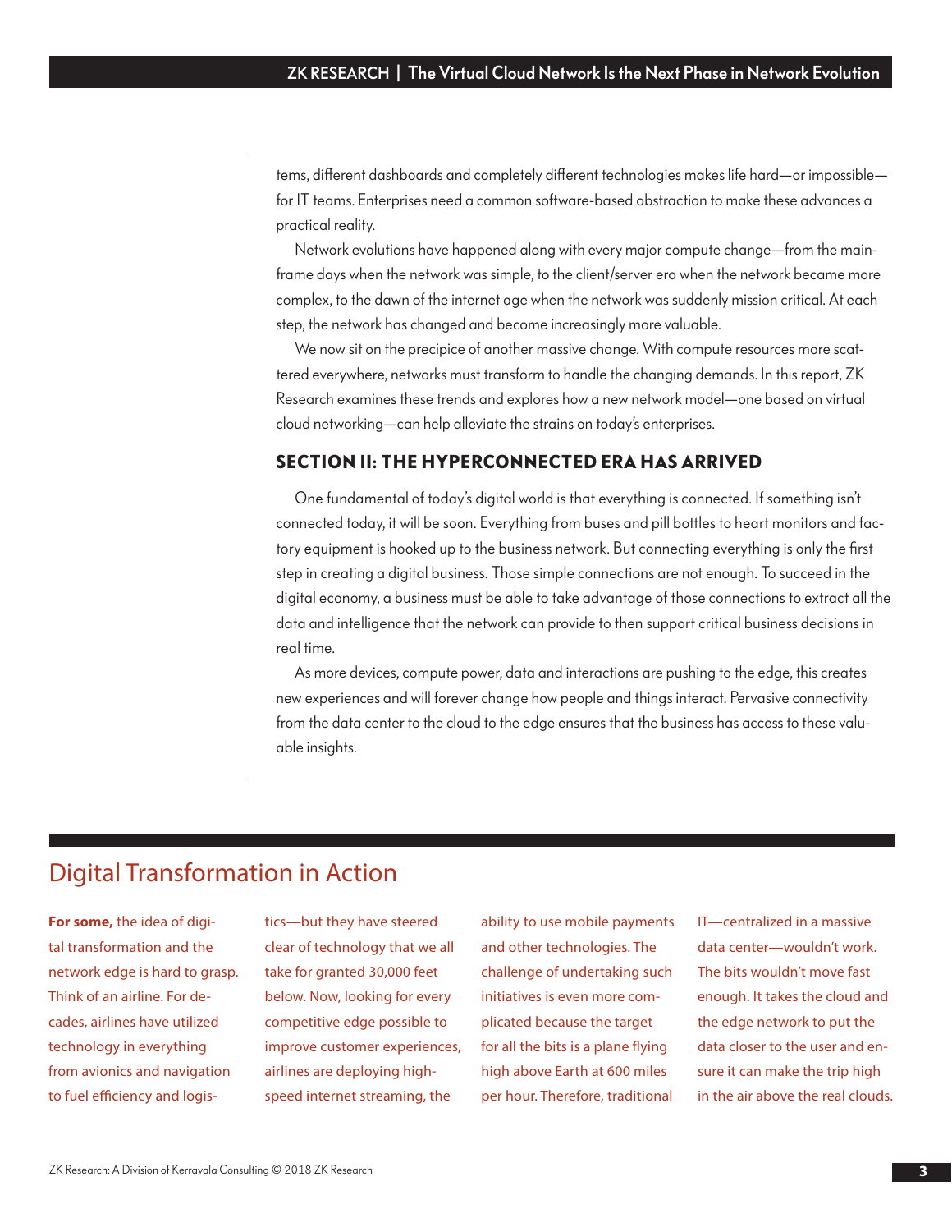tems, different dashboards and completely different technologies makes life hard—or impossible—for IT teams. Enterprises need a common software-based abstraction to make these advances a practical reality.

Network evolutions have happened along with every major compute change—from the mainframe days when the network was simple, to the client/server era when the network became more complex, to the dawn of the internet age when the network was suddenly mission critical. At each step, the network has changed and become increasingly more valuable.

We now sit on the precipice of another massive change. With compute resources more scattered everywhere, networks must transform to handle the changing demands. In this report, ZK Research examines these trends and explores how a new network model—one based on virtual cloud networking—can help alleviate the strains on today's enterprises.

## SECTION II: THE HYPERCONNECTED ERA HAS ARRIVED

One fundamental of today's digital world is that everything is connected. If something isn't connected today, it will be soon. Everything from buses and pill bottles to heart monitors and factory equipment is hooked up to the business network. But connecting everything is only the first step in creating a digital business. Those simple connections are not enough. To succeed in the digital economy, a business must be able to take advantage of those connections to extract all the data and intelligence that the network can provide to then support critical business decisions in real time.

As more devices, compute power, data and interactions are pushing to the edge, this creates new experiences and will forever change how people and things interact. Pervasive connectivity from the data center to the cloud to the edge ensures that the business has access to these valuable insights.

## Digital Transformation in Action

**For some,** the idea of digital transformation and the network edge is hard to grasp. Think of an airline. For decades, airlines have utilized technology in everything from avionics and navigation to fuel efficiency and logistics—but they have steered clear of technology that we all take for granted 30,000 feet below. Now, looking for every competitive edge possible to improve customer experiences, airlines are deploying high-speed internet streaming, the ability to use mobile payments and other technologies. The challenge of undertaking such initiatives is even more complicated because the target for all the bits is a plane flying high above Earth at 600 miles per hour. Therefore, traditional IT—centralized in a massive data center—wouldn't work. The bits wouldn't move fast enough. It takes the cloud and the edge network to put the data closer to the user and ensure it can make the trip high in the air above the real clouds.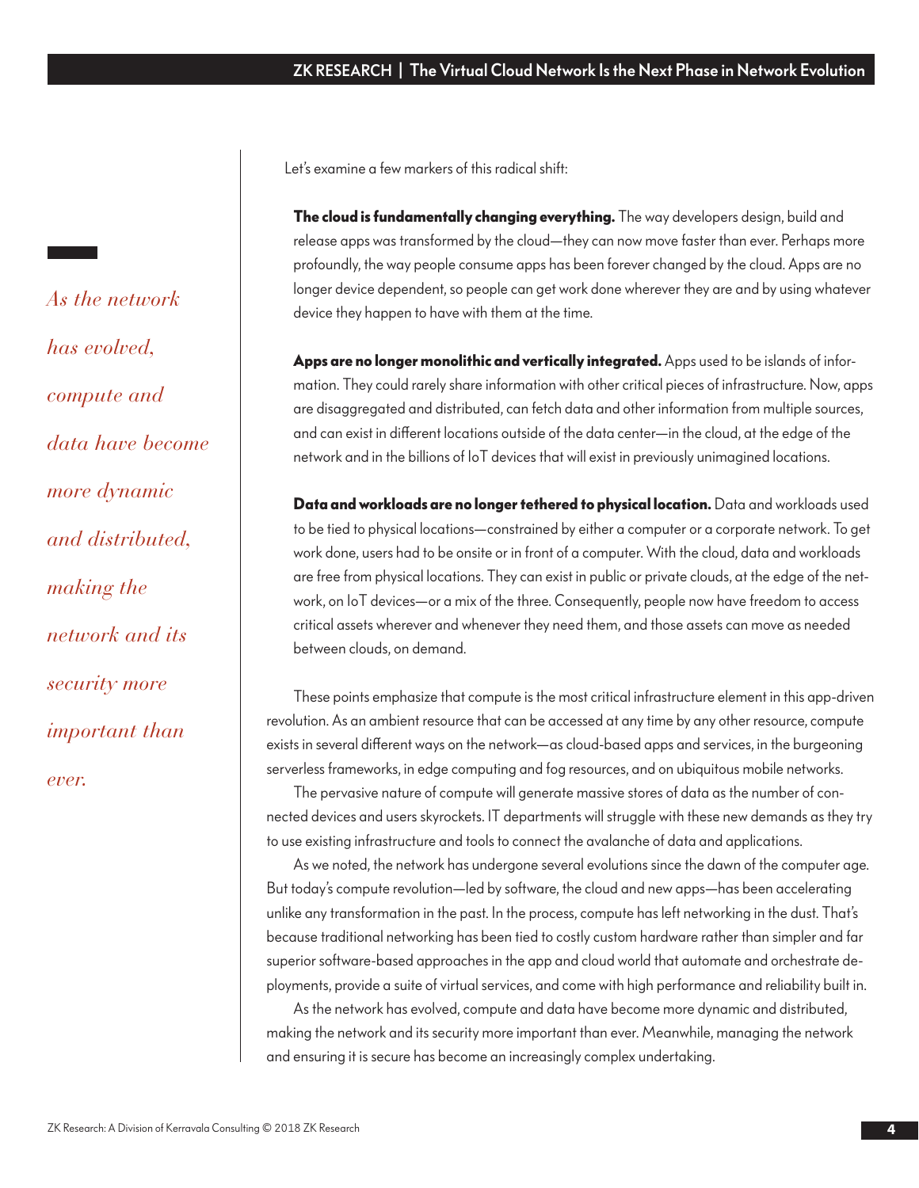*As the network has evolved, compute and data have become more dynamic and distributed, making the network and its security more important than ever.*

Let's examine a few markers of this radical shift:

**The cloud is fundamentally changing everything.** The way developers design, build and release apps was transformed by the cloud—they can now move faster than ever. Perhaps more profoundly, the way people consume apps has been forever changed by the cloud. Apps are no longer device dependent, so people can get work done wherever they are and by using whatever device they happen to have with them at the time.

**Apps are no longer monolithic and vertically integrated.** Apps used to be islands of information. They could rarely share information with other critical pieces of infrastructure. Now, apps are disaggregated and distributed, can fetch data and other information from multiple sources, and can exist in different locations outside of the data center—in the cloud, at the edge of the network and in the billions of IoT devices that will exist in previously unimagined locations.

**Data and workloads are no longer tethered to physical location.** Data and workloads used to be tied to physical locations—constrained by either a computer or a corporate network. To get work done, users had to be onsite or in front of a computer. With the cloud, data and workloads are free from physical locations. They can exist in public or private clouds, at the edge of the network, on IoT devices—or a mix of the three. Consequently, people now have freedom to access critical assets wherever and whenever they need them, and those assets can move as needed between clouds, on demand.

These points emphasize that compute is the most critical infrastructure element in this app-driven revolution. As an ambient resource that can be accessed at any time by any other resource, compute exists in several different ways on the network—as cloud-based apps and services, in the burgeoning serverless frameworks, in edge computing and fog resources, and on ubiquitous mobile networks.

The pervasive nature of compute will generate massive stores of data as the number of connected devices and users skyrockets. IT departments will struggle with these new demands as they try to use existing infrastructure and tools to connect the avalanche of data and applications.

As we noted, the network has undergone several evolutions since the dawn of the computer age. But today's compute revolution—led by software, the cloud and new apps—has been accelerating unlike any transformation in the past. In the process, compute has left networking in the dust. That's because traditional networking has been tied to costly custom hardware rather than simpler and far superior software-based approaches in the app and cloud world that automate and orchestrate deployments, provide a suite of virtual services, and come with high performance and reliability built in.

As the network has evolved, compute and data have become more dynamic and distributed, making the network and its security more important than ever. Meanwhile, managing the network and ensuring it is secure has become an increasingly complex undertaking.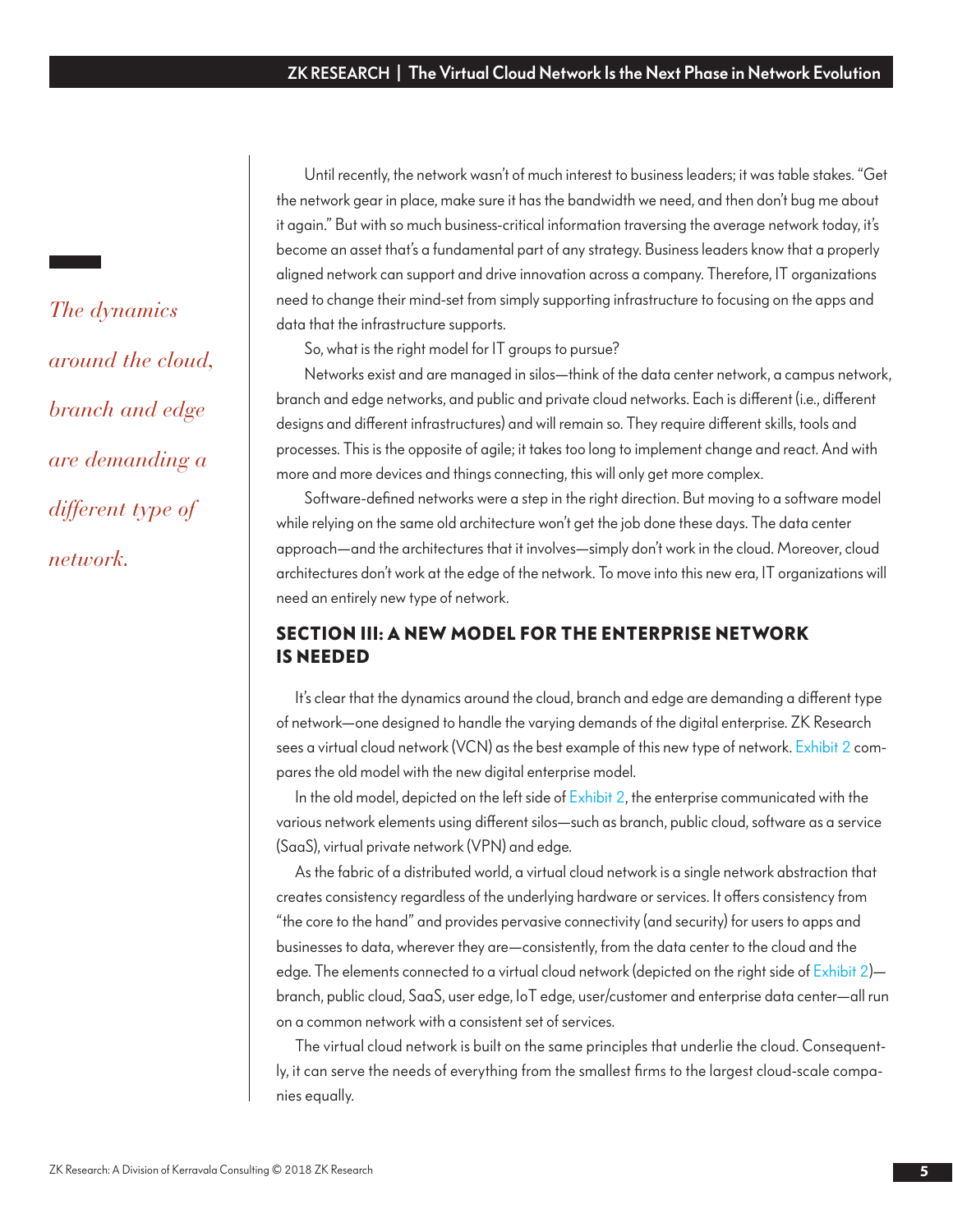*The dynamics around the cloud, branch and edge are demanding a different type of network.*

Until recently, the network wasn't of much interest to business leaders; it was table stakes. "Get the network gear in place, make sure it has the bandwidth we need, and then don't bug me about it again." But with so much business-critical information traversing the average network today, it's become an asset that's a fundamental part of any strategy. Business leaders know that a properly aligned network can support and drive innovation across a company. Therefore, IT organizations need to change their mind-set from simply supporting infrastructure to focusing on the apps and data that the infrastructure supports.

So, what is the right model for IT groups to pursue?

Networks exist and are managed in silos—think of the data center network, a campus network, branch and edge networks, and public and private cloud networks. Each is different (i.e., different designs and different infrastructures) and will remain so. They require different skills, tools and processes. This is the opposite of agile; it takes too long to implement change and react. And with more and more devices and things connecting, this will only get more complex.

Software-defined networks were a step in the right direction. But moving to a software model while relying on the same old architecture won't get the job done these days. The data center approach—and the architectures that it involves—simply don't work in the cloud. Moreover, cloud architectures don't work at the edge of the network. To move into this new era, IT organizations will need an entirely new type of network.

## SECTION III: A NEW MODEL FOR THE ENTERPRISE NETWORK IS NEEDED

It's clear that the dynamics around the cloud, branch and edge are demanding a different type of network—one designed to handle the varying demands of the digital enterprise. ZK Research sees a virtual cloud network (VCN) as the best example of this new type of network. Exhibit 2 compares the old model with the new digital enterprise model.

In the old model, depicted on the left side of Exhibit 2, the enterprise communicated with the various network elements using different silos—such as branch, public cloud, software as a service (SaaS), virtual private network (VPN) and edge.

As the fabric of a distributed world, a virtual cloud network is a single network abstraction that creates consistency regardless of the underlying hardware or services. It offers consistency from "the core to the hand" and provides pervasive connectivity (and security) for users to apps and businesses to data, wherever they are—consistently, from the data center to the cloud and the edge. The elements connected to a virtual cloud network (depicted on the right side of Exhibit 2)—branch, public cloud, SaaS, user edge, IoT edge, user/customer and enterprise data center—all run on a common network with a consistent set of services.

The virtual cloud network is built on the same principles that underlie the cloud. Consequently, it can serve the needs of everything from the smallest firms to the largest cloud-scale companies equally.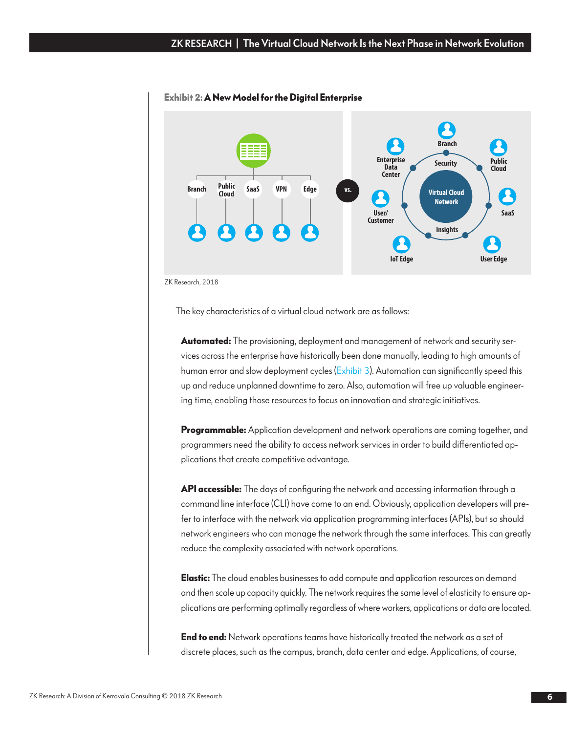**Exhibit 2: A New Model for the Digital Enterprise**

ZK Research, 2018

The key characteristics of a virtual cloud network are as follows:

**Automated:** The provisioning, deployment and management of network and security services across the enterprise have historically been done manually, leading to high amounts of human error and slow deployment cycles (Exhibit 3). Automation can significantly speed this up and reduce unplanned downtime to zero. Also, automation will free up valuable engineering time, enabling those resources to focus on innovation and strategic initiatives.

**Programmable:** Application development and network operations are coming together, and programmers need the ability to access network services in order to build differentiated applications that create competitive advantage.

**API accessible:** The days of configuring the network and accessing information through a command line interface (CLI) have come to an end. Obviously, application developers will prefer to interface with the network via application programming interfaces (APIs), but so should network engineers who can manage the network through the same interfaces. This can greatly reduce the complexity associated with network operations.

**Elastic:** The cloud enables businesses to add compute and application resources on demand and then scale up capacity quickly. The network requires the same level of elasticity to ensure applications are performing optimally regardless of where workers, applications or data are located.

**End to end:** Network operations teams have historically treated the network as a set of discrete places, such as the campus, branch, data center and edge. Applications, of course,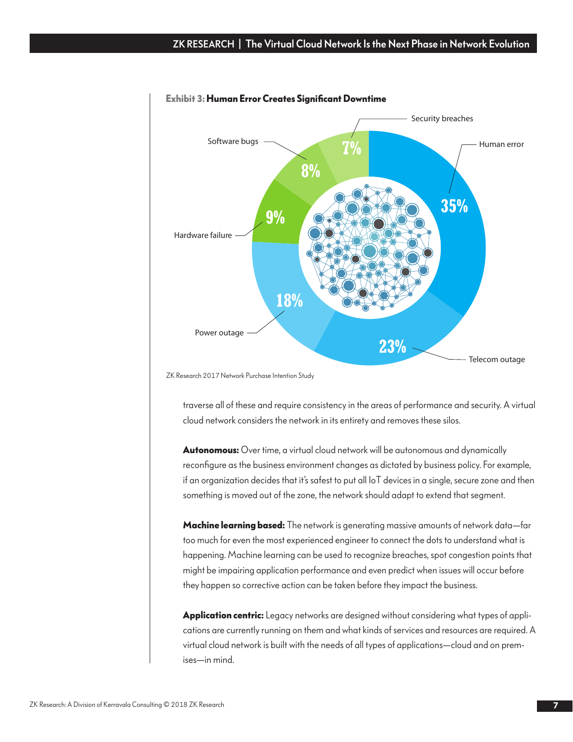**Exhibit 3: Human Error Creates Significant Downtime**

| Cause | Share |
|---|---|
| Human error | 35% |
| Telecom outage | 23% |
| Power outage | 18% |
| Hardware failure | 9% |
| Software bugs | 8% |
| Security breaches | 7% |

ZK Research 2017 Network Purchase Intention Study

traverse all of these and require consistency in the areas of performance and security. A virtual cloud network considers the network in its entirety and removes these silos.

**Autonomous:** Over time, a virtual cloud network will be autonomous and dynamically reconfigure as the business environment changes as dictated by business policy. For example, if an organization decides that it's safest to put all IoT devices in a single, secure zone and then something is moved out of the zone, the network should adapt to extend that segment.

**Machine learning based:** The network is generating massive amounts of network data—far too much for even the most experienced engineer to connect the dots to understand what is happening. Machine learning can be used to recognize breaches, spot congestion points that might be impairing application performance and even predict when issues will occur before they happen so corrective action can be taken before they impact the business.

**Application centric:** Legacy networks are designed without considering what types of applications are currently running on them and what kinds of services and resources are required. A virtual cloud network is built with the needs of all types of applications—cloud and on premises—in mind.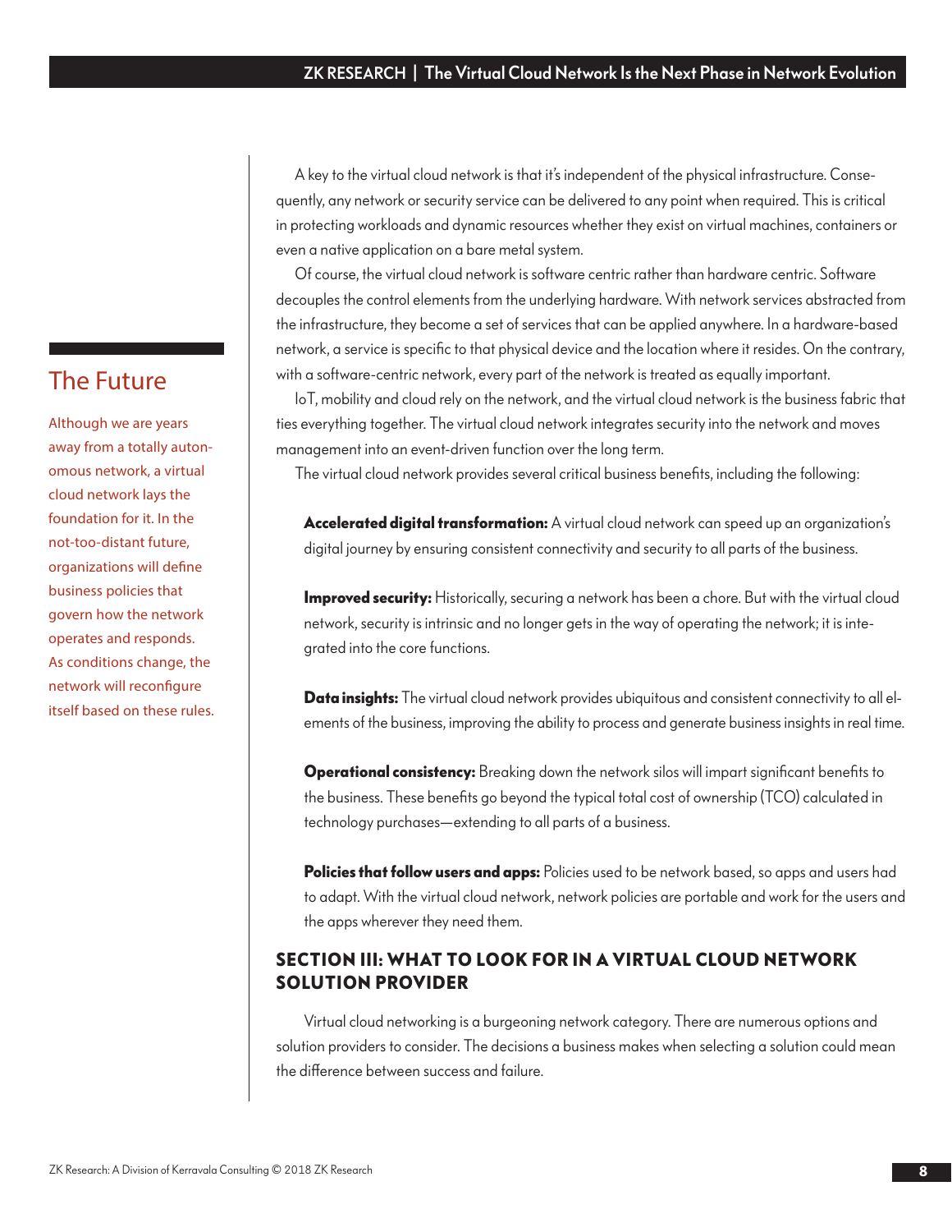A key to the virtual cloud network is that it's independent of the physical infrastructure. Consequently, any network or security service can be delivered to any point when required. This is critical in protecting workloads and dynamic resources whether they exist on virtual machines, containers or even a native application on a bare metal system.

Of course, the virtual cloud network is software centric rather than hardware centric. Software decouples the control elements from the underlying hardware. With network services abstracted from the infrastructure, they become a set of services that can be applied anywhere. In a hardware-based network, a service is specific to that physical device and the location where it resides. On the contrary, with a software-centric network, every part of the network is treated as equally important.

IoT, mobility and cloud rely on the network, and the virtual cloud network is the business fabric that ties everything together. The virtual cloud network integrates security into the network and moves management into an event-driven function over the long term.

The virtual cloud network provides several critical business benefits, including the following:

**Accelerated digital transformation:** A virtual cloud network can speed up an organization's digital journey by ensuring consistent connectivity and security to all parts of the business.

**Improved security:** Historically, securing a network has been a chore. But with the virtual cloud network, security is intrinsic and no longer gets in the way of operating the network; it is integrated into the core functions.

**Data insights:** The virtual cloud network provides ubiquitous and consistent connectivity to all elements of the business, improving the ability to process and generate business insights in real time.

**Operational consistency:** Breaking down the network silos will impart significant benefits to the business. These benefits go beyond the typical total cost of ownership (TCO) calculated in technology purchases—extending to all parts of a business.

**Policies that follow users and apps:** Policies used to be network based, so apps and users had to adapt. With the virtual cloud network, network policies are portable and work for the users and the apps wherever they need them.

## The Future

Although we are years away from a totally autonomous network, a virtual cloud network lays the foundation for it. In the not-too-distant future, organizations will define business policies that govern how the network operates and responds. As conditions change, the network will reconfigure itself based on these rules.

## SECTION III: WHAT TO LOOK FOR IN A VIRTUAL CLOUD NETWORK SOLUTION PROVIDER

Virtual cloud networking is a burgeoning network category. There are numerous options and solution providers to consider. The decisions a business makes when selecting a solution could mean the difference between success and failure.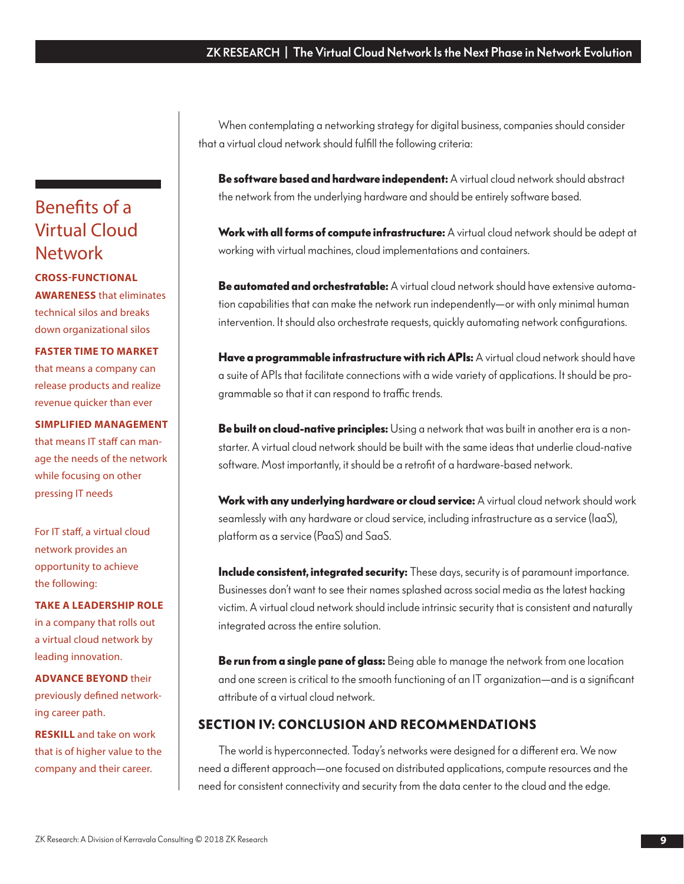When contemplating a networking strategy for digital business, companies should consider that a virtual cloud network should fulfill the following criteria:

**Be software based and hardware independent:** A virtual cloud network should abstract the network from the underlying hardware and should be entirely software based.

**Work with all forms of compute infrastructure:** A virtual cloud network should be adept at working with virtual machines, cloud implementations and containers.

**Be automated and orchestratable:** A virtual cloud network should have extensive automation capabilities that can make the network run independently—or with only minimal human intervention. It should also orchestrate requests, quickly automating network configurations.

**Have a programmable infrastructure with rich APIs:** A virtual cloud network should have a suite of APIs that facilitate connections with a wide variety of applications. It should be programmable so that it can respond to traffic trends.

**Be built on cloud-native principles:** Using a network that was built in another era is a non-starter. A virtual cloud network should be built with the same ideas that underlie cloud-native software. Most importantly, it should be a retrofit of a hardware-based network.

**Work with any underlying hardware or cloud service:** A virtual cloud network should work seamlessly with any hardware or cloud service, including infrastructure as a service (IaaS), platform as a service (PaaS) and SaaS.

**Include consistent, integrated security:** These days, security is of paramount importance. Businesses don't want to see their names splashed across social media as the latest hacking victim. A virtual cloud network should include intrinsic security that is consistent and naturally integrated across the entire solution.

**Be run from a single pane of glass:** Being able to manage the network from one location and one screen is critical to the smooth functioning of an IT organization—and is a significant attribute of a virtual cloud network.

## Benefits of a Virtual Cloud Network

**CROSS-FUNCTIONAL AWARENESS** that eliminates technical silos and breaks down organizational silos

**FASTER TIME TO MARKET** that means a company can release products and realize revenue quicker than ever

**SIMPLIFIED MANAGEMENT** that means IT staff can manage the needs of the network while focusing on other pressing IT needs

For IT staff, a virtual cloud network provides an opportunity to achieve the following:

**TAKE A LEADERSHIP ROLE** in a company that rolls out a virtual cloud network by leading innovation.

**ADVANCE BEYOND** their previously defined networking career path.

**RESKILL** and take on work that is of higher value to the company and their career.

## SECTION IV: CONCLUSION AND RECOMMENDATIONS

The world is hyperconnected. Today's networks were designed for a different era. We now need a different approach—one focused on distributed applications, compute resources and the need for consistent connectivity and security from the data center to the cloud and the edge.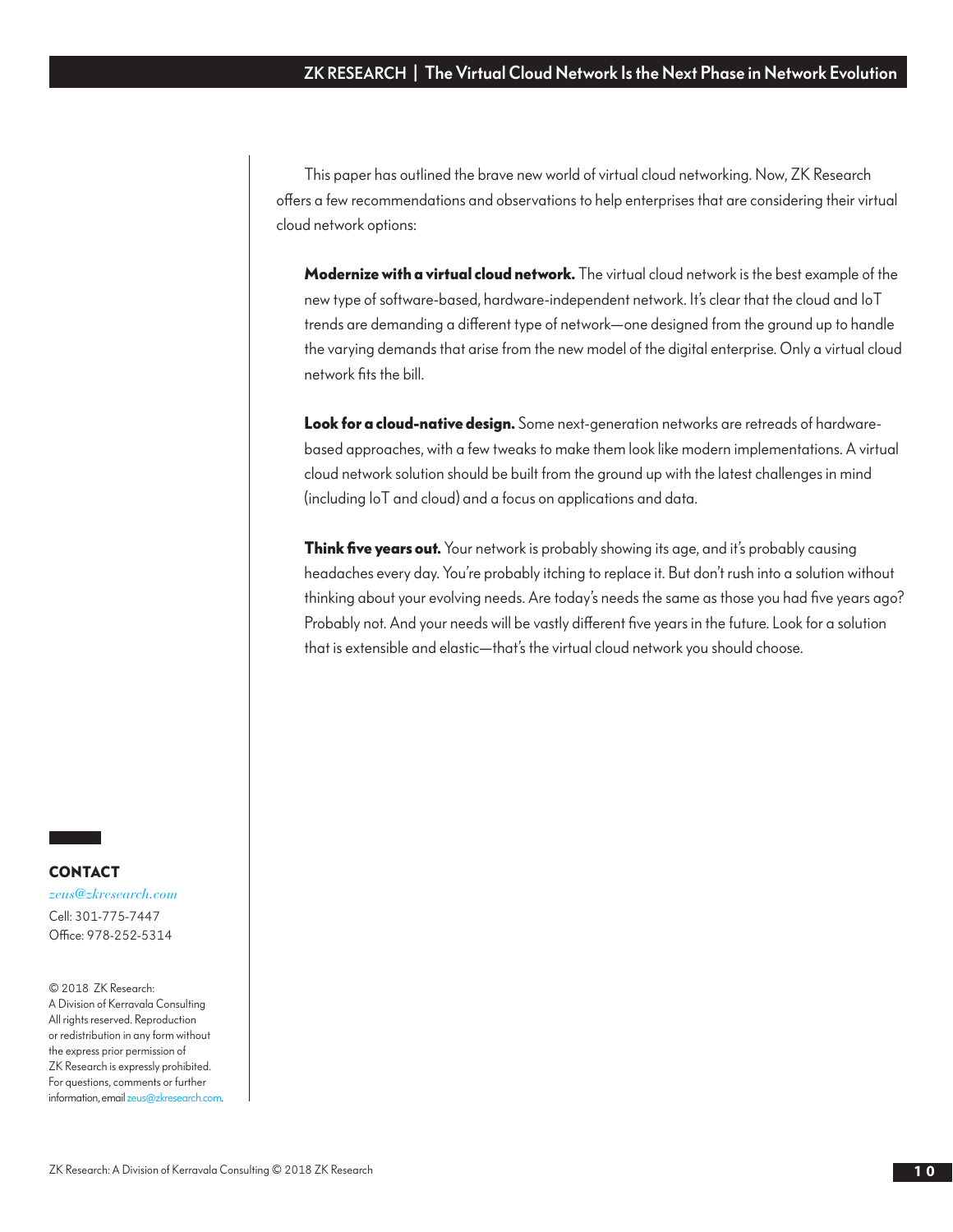This paper has outlined the brave new world of virtual cloud networking. Now, ZK Research offers a few recommendations and observations to help enterprises that are considering their virtual cloud network options:

**Modernize with a virtual cloud network.** The virtual cloud network is the best example of the new type of software-based, hardware-independent network. It's clear that the cloud and IoT trends are demanding a different type of network—one designed from the ground up to handle the varying demands that arise from the new model of the digital enterprise. Only a virtual cloud network fits the bill.

**Look for a cloud-native design.** Some next-generation networks are retreads of hardware-based approaches, with a few tweaks to make them look like modern implementations. A virtual cloud network solution should be built from the ground up with the latest challenges in mind (including IoT and cloud) and a focus on applications and data.

**Think five years out.** Your network is probably showing its age, and it's probably causing headaches every day. You're probably itching to replace it. But don't rush into a solution without thinking about your evolving needs. Are today's needs the same as those you had five years ago? Probably not. And your needs will be vastly different five years in the future. Look for a solution that is extensible and elastic—that's the virtual cloud network you should choose.

**CONTACT**

*zeus@zkresearch.com*

Cell: 301-775-7447

Office: 978-252-5314

© 2018 ZK Research: A Division of Kerravala Consulting All rights reserved. Reproduction or redistribution in any form without the express prior permission of ZK Research is expressly prohibited. For questions, comments or further information, email zeus@zkresearch.com.